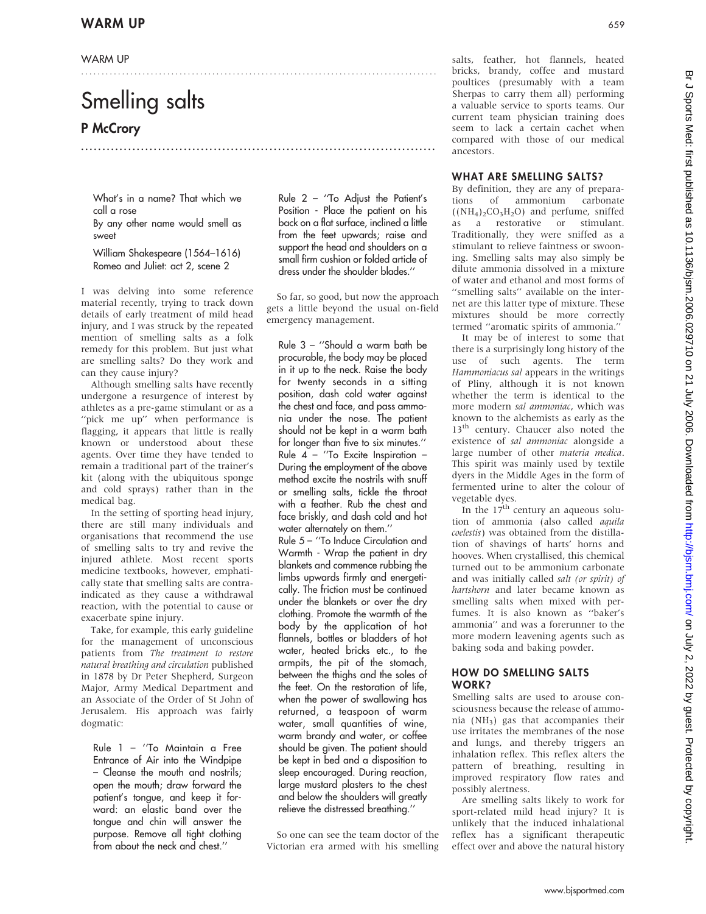WARM UP

# Smelling salts

**P McCrory**

> What's in a name? That which we call a rose
> By any other name would smell as sweet
>
> William Shakespeare (1564–1616) Romeo and Juliet: act 2, scene 2

I was delving into some reference material recently, trying to track down details of early treatment of mild head injury, and I was struck by the repeated mention of smelling salts as a folk remedy for this problem. But just what are smelling salts? Do they work and can they cause injury?

Although smelling salts have recently undergone a resurgence of interest by athletes as a pre-game stimulant or as a "pick me up" when performance is flagging, it appears that little is really known or understood about these agents. Over time they have tended to remain a traditional part of the trainer's kit (along with the ubiquitous sponge and cold sprays) rather than in the medical bag.

In the setting of sporting head injury, there are still many individuals and organisations that recommend the use of smelling salts to try and revive the injured athlete. Most recent sports medicine textbooks, however, emphatically state that smelling salts are contraindicated as they cause a withdrawal reaction, with the potential to cause or exacerbate spine injury.

Take, for example, this early guideline for the management of unconscious patients from *The treatment to restore natural breathing and circulation* published in 1878 by Dr Peter Shepherd, Surgeon Major, Army Medical Department and an Associate of the Order of St John of Jerusalem. His approach was fairly dogmatic:

> Rule 1 – "To Maintain a Free Entrance of Air into the Windpipe – Cleanse the mouth and nostrils; open the mouth; draw forward the patient's tongue, and keep it forward: an elastic band over the tongue and chin will answer the purpose. Remove all tight clothing from about the neck and chest."
>
> Rule 2 – "To Adjust the Patient's Position - Place the patient on his back on a flat surface, inclined a little from the feet upwards; raise and support the head and shoulders on a small firm cushion or folded article of dress under the shoulder blades."

So far, so good, but now the approach gets a little beyond the usual on-field emergency management.

> Rule 3 – "Should a warm bath be procurable, the body may be placed in it up to the neck. Raise the body for twenty seconds in a sitting position, dash cold water against the chest and face, and pass ammonia under the nose. The patient should not be kept in a warm bath for longer than five to six minutes."
>
> Rule 4 – "To Excite Inspiration – During the employment of the above method excite the nostrils with snuff or smelling salts, tickle the throat with a feather. Rub the chest and face briskly, and dash cold and hot water alternately on them."
>
> Rule 5 – "To Induce Circulation and Warmth - Wrap the patient in dry blankets and commence rubbing the limbs upwards firmly and energetically. The friction must be continued under the blankets or over the dry clothing. Promote the warmth of the body by the application of hot flannels, bottles or bladders of hot water, heated bricks etc., to the armpits, the pit of the stomach, between the thighs and the soles of the feet. On the restoration of life, when the power of swallowing has returned, a teaspoon of warm water, small quantities of wine, warm brandy and water, or coffee should be given. The patient should be kept in bed and a disposition to sleep encouraged. During reaction, large mustard plasters to the chest and below the shoulders will greatly relieve the distressed breathing."

So one can see the team doctor of the Victorian era armed with his smelling salts, feather, hot flannels, heated bricks, brandy, coffee and mustard poultices (presumably with a team Sherpas to carry them all) performing a valuable service to sports teams. Our current team physician training does seem to lack a certain cachet when compared with those of our medical ancestors.

## WHAT ARE SMELLING SALTS?

By definition, they are any of preparations of ammonium carbonate ($(NH_4)_2CO_3H_2O$) and perfume, sniffed as a restorative or stimulant. Traditionally, they were sniffed as a stimulant to relieve faintness or swooning. Smelling salts may also simply be dilute ammonia dissolved in a mixture of water and ethanol and most forms of "smelling salts" available on the internet are this latter type of mixture. These mixtures should be more correctly termed "aromatic spirits of ammonia."

It may be of interest to some that there is a surprisingly long history of the use of such agents. The term *Hammoniacus sal* appears in the writings of Pliny, although it is not known whether the term is identical to the more modern *sal ammoniac*, which was known to the alchemists as early as the 13th century. Chaucer also noted the existence of *sal ammoniac* alongside a large number of other *materia medica*. This spirit was mainly used by textile dyers in the Middle Ages in the form of fermented urine to alter the colour of vegetable dyes.

In the 17th century an aqueous solution of ammonia (also called *aquila coelestis*) was obtained from the distillation of shavings of harts' horns and hooves. When crystallised, this chemical turned out to be ammonium carbonate and was initially called *salt (or spirit) of hartshorn* and later became known as smelling salts when mixed with perfumes. It is also known as "baker's ammonia" and was a forerunner to the more modern leavening agents such as baking soda and baking powder.

## HOW DO SMELLING SALTS WORK?

Smelling salts are used to arouse consciousness because the release of ammonia ($NH_3$) gas that accompanies their use irritates the membranes of the nose and lungs, and thereby triggers an inhalation reflex. This reflex alters the pattern of breathing, resulting in improved respiratory flow rates and possibly alertness.

Are smelling salts likely to work for sport-related mild head injury? It is unlikely that the induced inhalational reflex has a significant therapeutic effect over and above the natural history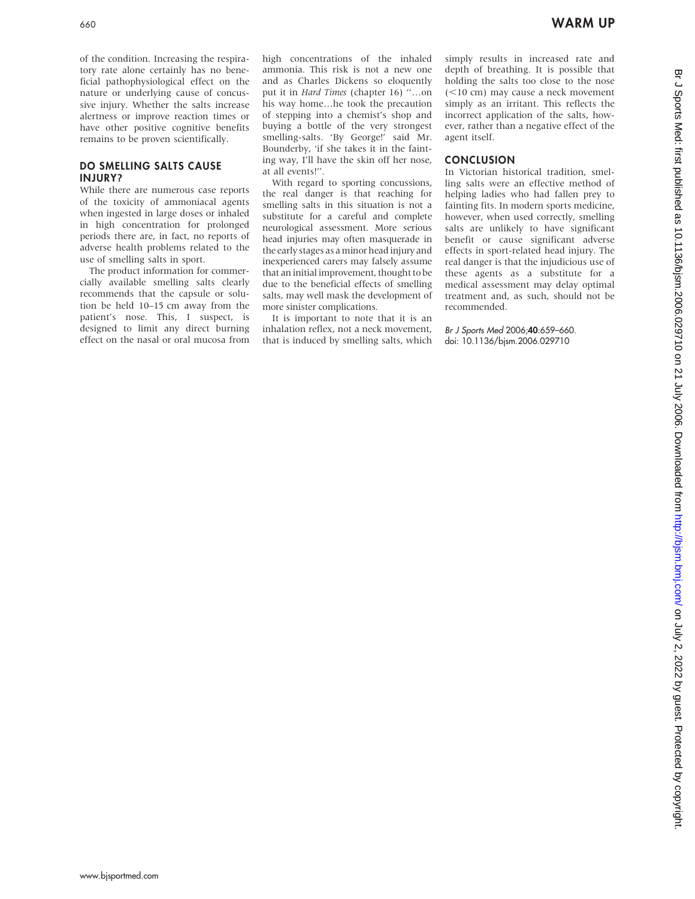of the condition. Increasing the respiratory rate alone certainly has no beneficial pathophysiological effect on the nature or underlying cause of concussive injury. Whether the salts increase alertness or improve reaction times or have other positive cognitive benefits remains to be proven scientifically.

## DO SMELLING SALTS CAUSE INJURY?

While there are numerous case reports of the toxicity of ammoniacal agents when ingested in large doses or inhaled in high concentration for prolonged periods there are, in fact, no reports of adverse health problems related to the use of smelling salts in sport.

The product information for commercially available smelling salts clearly recommends that the capsule or solution be held 10–15 cm away from the patient's nose. This, I suspect, is designed to limit any direct burning effect on the nasal or oral mucosa from high concentrations of the inhaled ammonia. This risk is not a new one and as Charles Dickens so eloquently put it in *Hard Times* (chapter 16) ''…on his way home…he took the precaution of stepping into a chemist's shop and buying a bottle of the very strongest smelling-salts. 'By George!' said Mr. Bounderby, 'if she takes it in the fainting way, I'll have the skin off her nose, at all events!''.

With regard to sporting concussions, the real danger is that reaching for smelling salts in this situation is not a substitute for a careful and complete neurological assessment. More serious head injuries may often masquerade in the early stages as a minor head injury and inexperienced carers may falsely assume that an initial improvement, thought to be due to the beneficial effects of smelling salts, may well mask the development of more sinister complications.

It is important to note that it is an inhalation reflex, not a neck movement, that is induced by smelling salts, which simply results in increased rate and depth of breathing. It is possible that holding the salts too close to the nose (<10 cm) may cause a neck movement simply as an irritant. This reflects the incorrect application of the salts, however, rather than a negative effect of the agent itself.

## CONCLUSION

In Victorian historical tradition, smelling salts were an effective method of helping ladies who had fallen prey to fainting fits. In modern sports medicine, however, when used correctly, smelling salts are unlikely to have significant benefit or cause significant adverse effects in sport-related head injury. The real danger is that the injudicious use of these agents as a substitute for a medical assessment may delay optimal treatment and, as such, should not be recommended.

*Br J Sports Med* 2006;**40**:659–660.
doi: 10.1136/bjsm.2006.029710